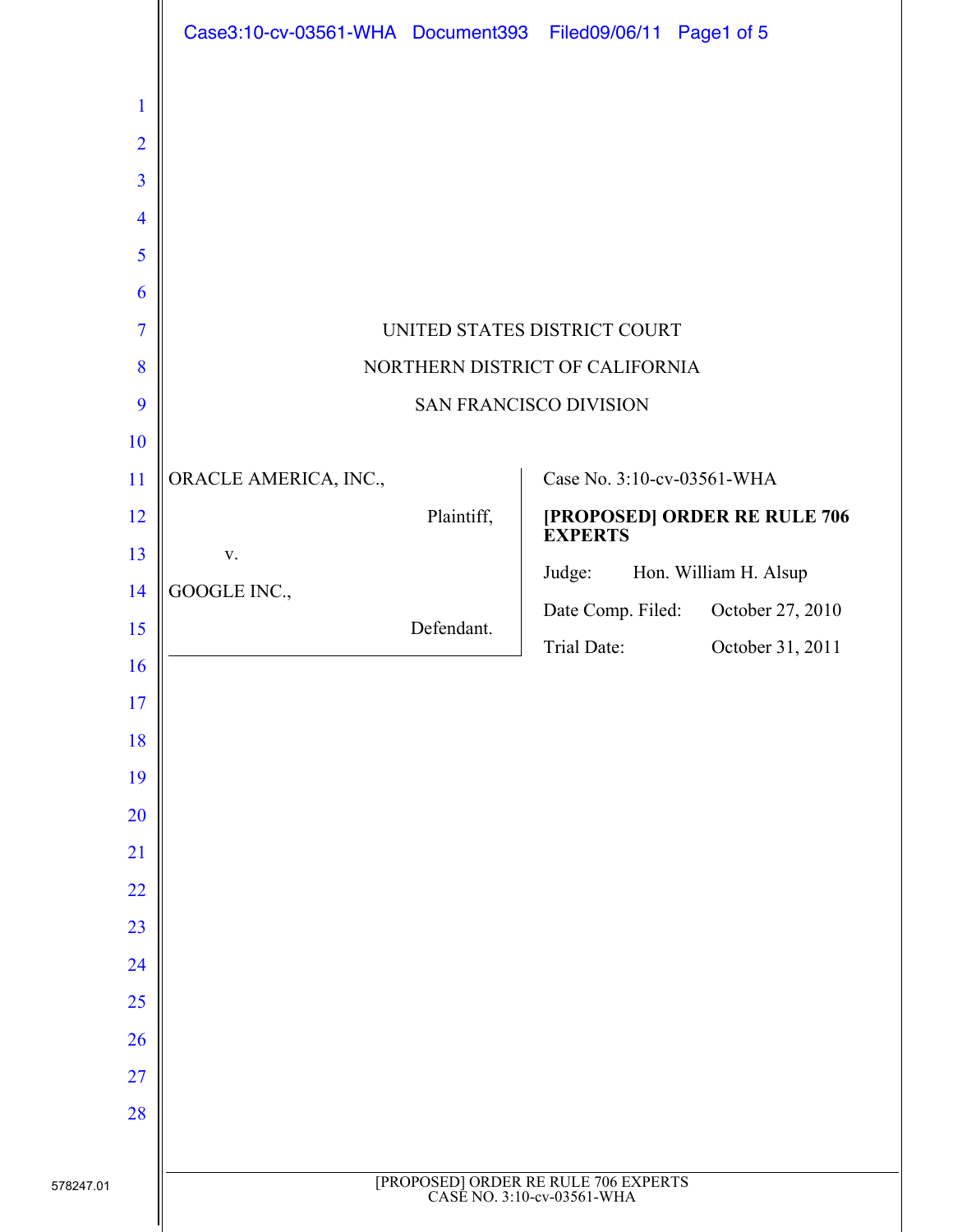UNITED STATES DISTRICT COURT

NORTHERN DISTRICT OF CALIFORNIA

SAN FRANCISCO DIVISION

| | |
|---|---|
| ORACLE AMERICA, INC.,<br><br>Plaintiff,<br><br>v.<br><br>GOOGLE INC.,<br><br>Defendant. | Case No. 3:10-cv-03561-WHA<br><br>**[PROPOSED] ORDER RE RULE 706 EXPERTS**<br><br>Judge: Hon. William H. Alsup<br><br>Date Comp. Filed: October 27, 2010<br><br>Trial Date: October 31, 2011 |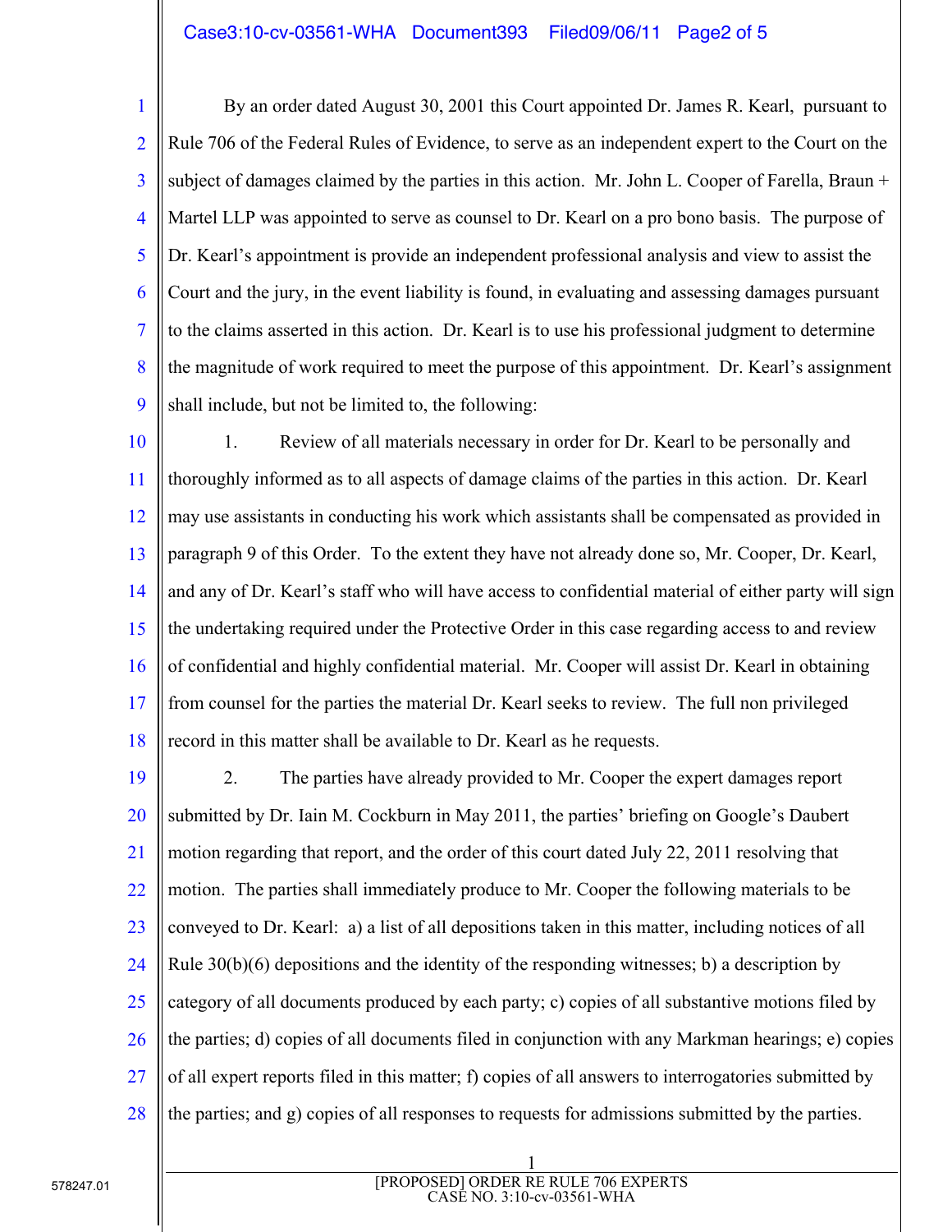By an order dated August 30, 2001 this Court appointed Dr. James R. Kearl, pursuant to Rule 706 of the Federal Rules of Evidence, to serve as an independent expert to the Court on the subject of damages claimed by the parties in this action. Mr. John L. Cooper of Farella, Braun + Martel LLP was appointed to serve as counsel to Dr. Kearl on a pro bono basis. The purpose of Dr. Kearl's appointment is provide an independent professional analysis and view to assist the Court and the jury, in the event liability is found, in evaluating and assessing damages pursuant to the claims asserted in this action. Dr. Kearl is to use his professional judgment to determine the magnitude of work required to meet the purpose of this appointment. Dr. Kearl's assignment shall include, but not be limited to, the following:

1. Review of all materials necessary in order for Dr. Kearl to be personally and thoroughly informed as to all aspects of damage claims of the parties in this action. Dr. Kearl may use assistants in conducting his work which assistants shall be compensated as provided in paragraph 9 of this Order. To the extent they have not already done so, Mr. Cooper, Dr. Kearl, and any of Dr. Kearl's staff who will have access to confidential material of either party will sign the undertaking required under the Protective Order in this case regarding access to and review of confidential and highly confidential material. Mr. Cooper will assist Dr. Kearl in obtaining from counsel for the parties the material Dr. Kearl seeks to review. The full non privileged record in this matter shall be available to Dr. Kearl as he requests.

2. The parties have already provided to Mr. Cooper the expert damages report submitted by Dr. Iain M. Cockburn in May 2011, the parties' briefing on Google's Daubert motion regarding that report, and the order of this court dated July 22, 2011 resolving that motion. The parties shall immediately produce to Mr. Cooper the following materials to be conveyed to Dr. Kearl: a) a list of all depositions taken in this matter, including notices of all Rule 30(b)(6) depositions and the identity of the responding witnesses; b) a description by category of all documents produced by each party; c) copies of all substantive motions filed by the parties; d) copies of all documents filed in conjunction with any Markman hearings; e) copies of all expert reports filed in this matter; f) copies of all answers to interrogatories submitted by the parties; and g) copies of all responses to requests for admissions submitted by the parties.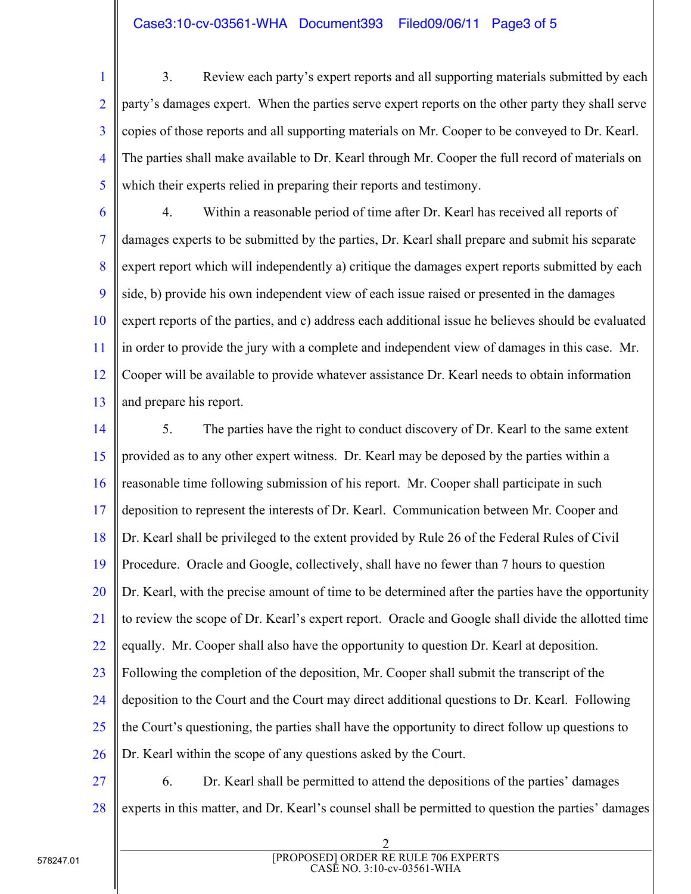3. Review each party's expert reports and all supporting materials submitted by each party's damages expert. When the parties serve expert reports on the other party they shall serve copies of those reports and all supporting materials on Mr. Cooper to be conveyed to Dr. Kearl. The parties shall make available to Dr. Kearl through Mr. Cooper the full record of materials on which their experts relied in preparing their reports and testimony.

4. Within a reasonable period of time after Dr. Kearl has received all reports of damages experts to be submitted by the parties, Dr. Kearl shall prepare and submit his separate expert report which will independently a) critique the damages expert reports submitted by each side, b) provide his own independent view of each issue raised or presented in the damages expert reports of the parties, and c) address each additional issue he believes should be evaluated in order to provide the jury with a complete and independent view of damages in this case. Mr. Cooper will be available to provide whatever assistance Dr. Kearl needs to obtain information and prepare his report.

5. The parties have the right to conduct discovery of Dr. Kearl to the same extent provided as to any other expert witness. Dr. Kearl may be deposed by the parties within a reasonable time following submission of his report. Mr. Cooper shall participate in such deposition to represent the interests of Dr. Kearl. Communication between Mr. Cooper and Dr. Kearl shall be privileged to the extent provided by Rule 26 of the Federal Rules of Civil Procedure. Oracle and Google, collectively, shall have no fewer than 7 hours to question Dr. Kearl, with the precise amount of time to be determined after the parties have the opportunity to review the scope of Dr. Kearl's expert report. Oracle and Google shall divide the allotted time equally. Mr. Cooper shall also have the opportunity to question Dr. Kearl at deposition. Following the completion of the deposition, Mr. Cooper shall submit the transcript of the deposition to the Court and the Court may direct additional questions to Dr. Kearl. Following the Court's questioning, the parties shall have the opportunity to direct follow up questions to Dr. Kearl within the scope of any questions asked by the Court.

6. Dr. Kearl shall be permitted to attend the depositions of the parties' damages experts in this matter, and Dr. Kearl's counsel shall be permitted to question the parties' damages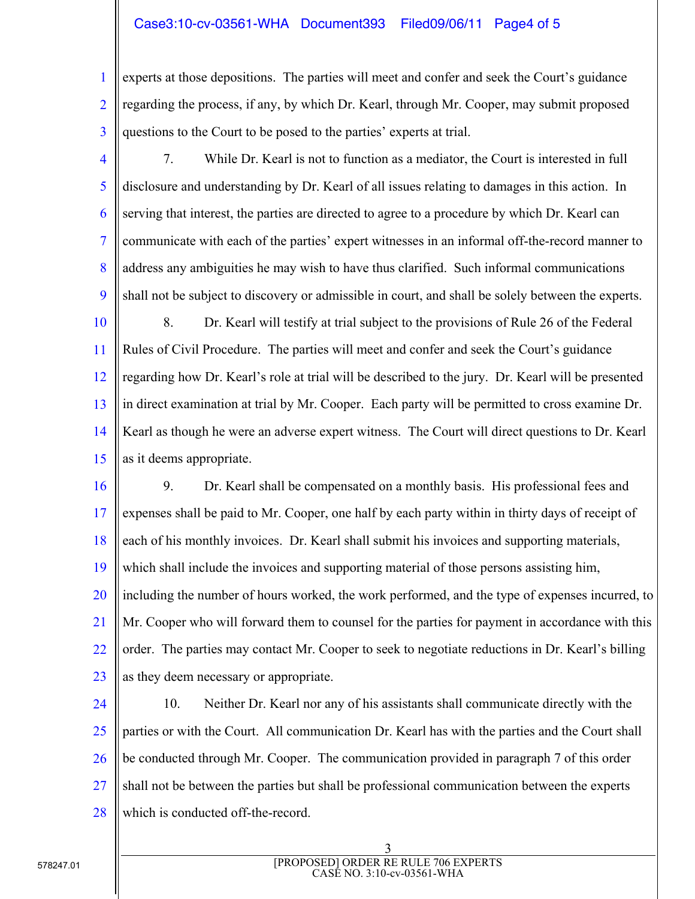experts at those depositions. The parties will meet and confer and seek the Court's guidance regarding the process, if any, by which Dr. Kearl, through Mr. Cooper, may submit proposed questions to the Court to be posed to the parties' experts at trial.

7. While Dr. Kearl is not to function as a mediator, the Court is interested in full disclosure and understanding by Dr. Kearl of all issues relating to damages in this action. In serving that interest, the parties are directed to agree to a procedure by which Dr. Kearl can communicate with each of the parties' expert witnesses in an informal off-the-record manner to address any ambiguities he may wish to have thus clarified. Such informal communications shall not be subject to discovery or admissible in court, and shall be solely between the experts.

8. Dr. Kearl will testify at trial subject to the provisions of Rule 26 of the Federal Rules of Civil Procedure. The parties will meet and confer and seek the Court's guidance regarding how Dr. Kearl's role at trial will be described to the jury. Dr. Kearl will be presented in direct examination at trial by Mr. Cooper. Each party will be permitted to cross examine Dr. Kearl as though he were an adverse expert witness. The Court will direct questions to Dr. Kearl as it deems appropriate.

9. Dr. Kearl shall be compensated on a monthly basis. His professional fees and expenses shall be paid to Mr. Cooper, one half by each party within in thirty days of receipt of each of his monthly invoices. Dr. Kearl shall submit his invoices and supporting materials, which shall include the invoices and supporting material of those persons assisting him, including the number of hours worked, the work performed, and the type of expenses incurred, to Mr. Cooper who will forward them to counsel for the parties for payment in accordance with this order. The parties may contact Mr. Cooper to seek to negotiate reductions in Dr. Kearl's billing as they deem necessary or appropriate.

10. Neither Dr. Kearl nor any of his assistants shall communicate directly with the parties or with the Court. All communication Dr. Kearl has with the parties and the Court shall be conducted through Mr. Cooper. The communication provided in paragraph 7 of this order shall not be between the parties but shall be professional communication between the experts which is conducted off-the-record.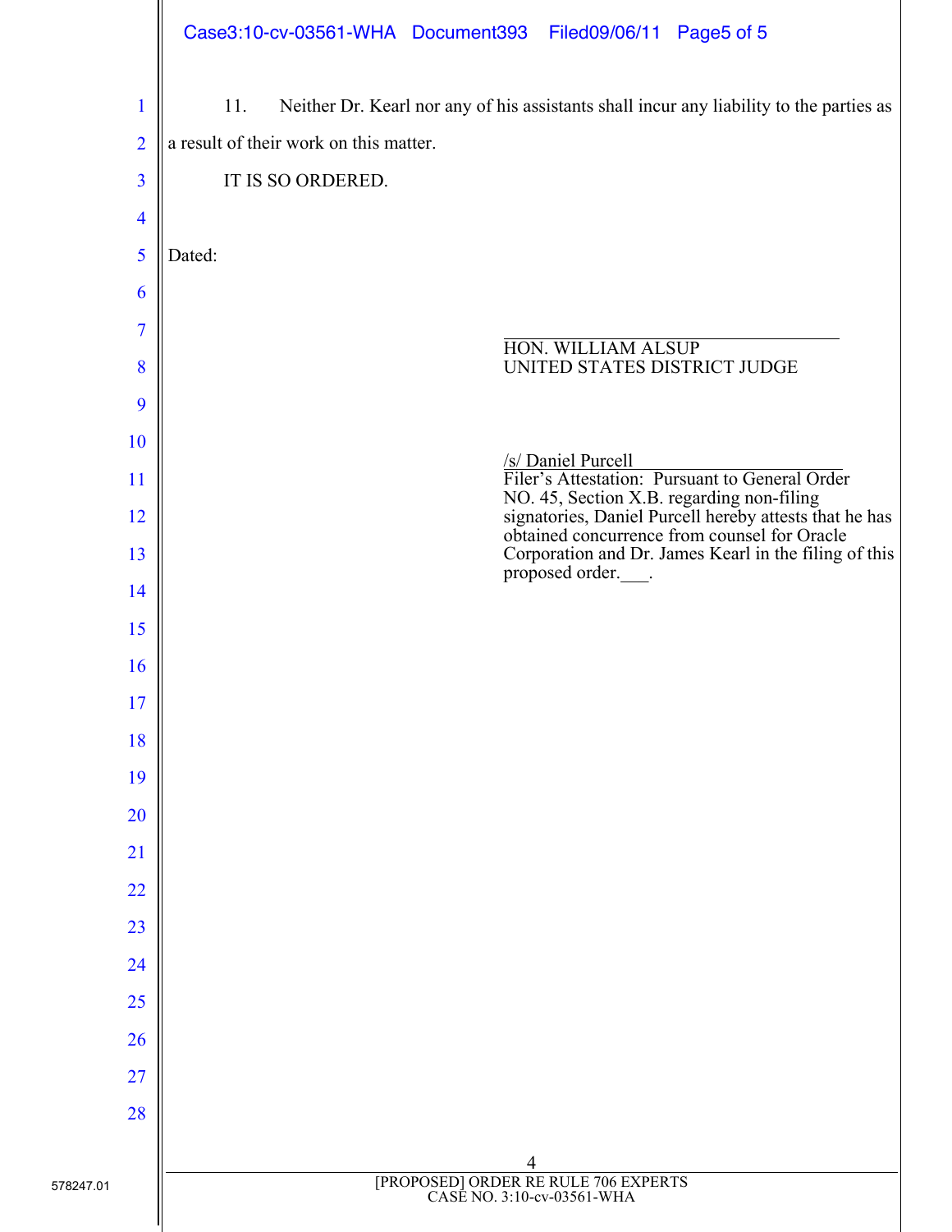11. Neither Dr. Kearl nor any of his assistants shall incur any liability to the parties as a result of their work on this matter.

IT IS SO ORDERED.

Dated:

\_\_\_\_\_\_\_\_\_\_\_\_\_\_\_\_\_\_\_\_\_\_\_\_\_\_\_\_\_\_\_\_
HON. WILLIAM ALSUP
UNITED STATES DISTRICT JUDGE

/s/ Daniel Purcell
Filer's Attestation: Pursuant to General Order NO. 45, Section X.B. regarding non-filing signatories, Daniel Purcell hereby attests that he has obtained concurrence from counsel for Oracle Corporation and Dr. James Kearl in the filing of this proposed order.\_\_\_.

[PROPOSED] ORDER RE RULE 706 EXPERTS
CASE NO. 3:10-cv-03561-WHA